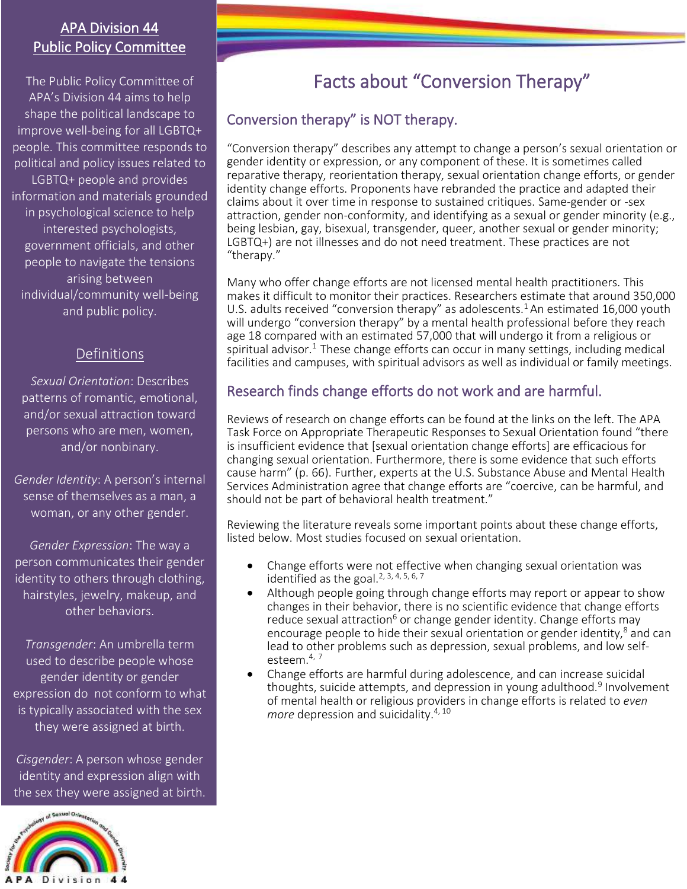## APA Division 44 Public Policy Committee

The Public Policy Committee of APA's Division 44 aims to help shape the political landscape to improve well-being for all LGBTQ+ people. This committee responds to political and policy issues related to LGBTQ+ people and provides information and materials grounded in psychological science to help interested psychologists, government officials, and other people to navigate the tensions arising between individual/community well-being and public policy.

## Definitions

*Sexual Orientation*: Describes patterns of romantic, emotional, and/or sexual attraction toward persons who are men, women, and/or nonbinary.

*Gender Identity*: A person's internal sense of themselves as a man, a woman, or any other gender.

*Gender Expression*: The way a person communicates their gender identity to others through clothing, hairstyles, jewelry, makeup, and other behaviors.

*Transgender*: An umbrella term used to describe people whose gender identity or gender expression do not conform to what is typically associated with the sex they were assigned at birth.

*Cisgender*: A person whose gender identity and expression align with the sex they were assigned at birth.

# Facts about "Conversion Therapy"

## Conversion therapy" is NOT therapy.

"Conversion therapy" describes any attempt to change a person's sexual orientation or gender identity or expression, or any component of these. It is sometimes called reparative therapy, reorientation therapy, sexual orientation change efforts, or gender identity change efforts. Proponents have rebranded the practice and adapted their claims about it over time in response to sustained critiques. Same-gender or -sex attraction, gender non-conformity, and identifying as a sexual or gender minority (e.g., being lesbian, gay, bisexual, transgender, queer, another sexual or gender minority; LGBTQ+) are not illnesses and do not need treatment. These practices are not "therapy."

Many who offer change efforts are not licensed mental health practitioners. This makes it difficult to monitor their practices. Researchers estimate that around 350,000 U.S. adults received "conversion therapy" as adolescents.[1] An estimated 16,000 youth will undergo "conversion therapy" by a mental health professional before they reach age 18 compared with an estimated 57,000 that will undergo it from a religious or spiritual advisor.[1] These change efforts can occur in many settings, including medical facilities and campuses, with spiritual advisors as well as individual or family meetings.

## Research finds change efforts do not work and are harmful.

Reviews of research on change efforts can be found at the links on the left. The APA Task Force on Appropriate Therapeutic Responses to Sexual Orientation found "there is insufficient evidence that [sexual orientation change efforts] are efficacious for changing sexual orientation. Furthermore, there is some evidence that such efforts cause harm" (p. 66). Further, experts at the U.S. Substance Abuse and Mental Health Services Administration agree that change efforts are "coercive, can be harmful, and should not be part of behavioral health treatment."

Reviewing the literature reveals some important points about these change efforts, listed below. Most studies focused on sexual orientation.

- Change efforts were not effective when changing sexual orientation was identified as the goal.[2, 3, 4, 5, 6, 7]
- Although people going through change efforts may report or appear to show changes in their behavior, there is no scientific evidence that change efforts reduce sexual attraction[6] or change gender identity. Change efforts may encourage people to hide their sexual orientation or gender identity,[8] and can lead to other problems such as depression, sexual problems, and low self-esteem.[4, 7]
- Change efforts are harmful during adolescence, and can increase suicidal thoughts, suicide attempts, and depression in young adulthood.[9] Involvement of mental health or religious providers in change efforts is related to *even more* depression and suicidality.[4, 10]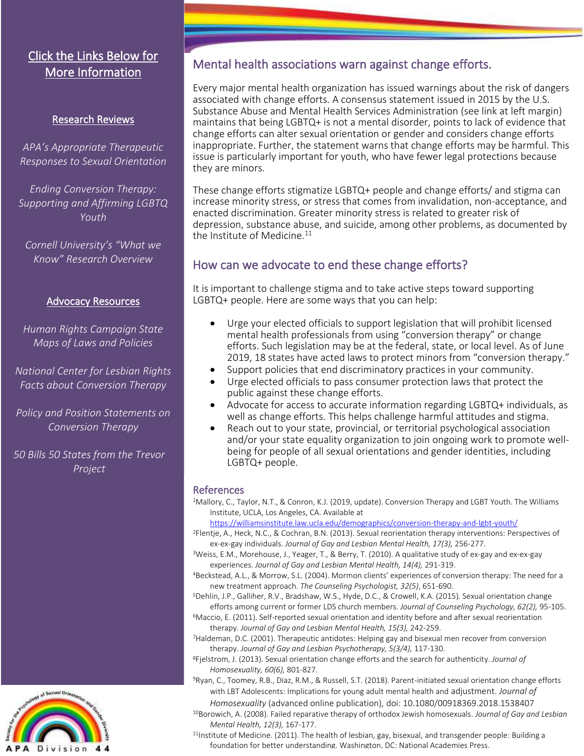## Click the Links Below for More Information

### Research Reviews

*APA's Appropriate Therapeutic Responses to Sexual Orientation*

*Ending Conversion Therapy: Supporting and Affirming LGBTQ Youth*

*Cornell University's "What we Know" Research Overview*

### Advocacy Resources

*Human Rights Campaign State Maps of Laws and Policies*

*National Center for Lesbian Rights Facts about Conversion Therapy*

*Policy and Position Statements on Conversion Therapy*

*50 Bills 50 States from the Trevor Project*

## Mental health associations warn against change efforts.

Every major mental health organization has issued warnings about the risk of dangers associated with change efforts. A consensus statement issued in 2015 by the U.S. Substance Abuse and Mental Health Services Administration (see link at left margin) maintains that being LGBTQ+ is not a mental disorder, points to lack of evidence that change efforts can alter sexual orientation or gender and considers change efforts inappropriate. Further, the statement warns that change efforts may be harmful. This issue is particularly important for youth, who have fewer legal protections because they are minors.

These change efforts stigmatize LGBTQ+ people and change efforts/ and stigma can increase minority stress, or stress that comes from invalidation, non-acceptance, and enacted discrimination. Greater minority stress is related to greater risk of depression, substance abuse, and suicide, among other problems, as documented by the Institute of Medicine.[11]

## How can we advocate to end these change efforts?

It is important to challenge stigma and to take active steps toward supporting LGBTQ+ people. Here are some ways that you can help:

- Urge your elected officials to support legislation that will prohibit licensed mental health professionals from using "conversion therapy" or change efforts. Such legislation may be at the federal, state, or local level. As of June 2019, 18 states have acted laws to protect minors from "conversion therapy."
- Support policies that end discriminatory practices in your community.
- Urge elected officials to pass consumer protection laws that protect the public against these change efforts.
- Advocate for access to accurate information regarding LGBTQ+ individuals, as well as change efforts. This helps challenge harmful attitudes and stigma.
- Reach out to your state, provincial, or territorial psychological association and/or your state equality organization to join ongoing work to promote well-being for people of all sexual orientations and gender identities, including LGBTQ+ people.

## References

[1]Mallory, C., Taylor, N.T., & Conron, K.J. (2019, update). Conversion Therapy and LGBT Youth. The Williams Institute, UCLA, Los Angeles, CA. Available at https://williamsinstitute.law.ucla.edu/demographics/conversion-therapy-and-lgbt-youth/

[2]Flentje, A., Heck, N.C., & Cochran, B.N. (2013). Sexual reorientation therapy interventions: Perspectives of ex-ex-gay individuals. *Journal of Gay and Lesbian Mental Health, 17(3),* 256-277.

[3]Weiss, E.M., Morehouse, J., Yeager, T., & Berry, T. (2010). A qualitative study of ex-gay and ex-ex-gay experiences. *Journal of Gay and Lesbian Mental Health, 14(4),* 291-319.

[4]Beckstead, A.L., & Morrow, S.L. (2004). Mormon clients' experiences of conversion therapy: The need for a new treatment approach. *The Counseling Psychologist, 32(5)*, 651-690.

[5]Dehlin, J.P., Galliher, R.V., Bradshaw, W.S., Hyde, D.C., & Crowell, K.A. (2015). Sexual orientation change efforts among current or former LDS church members. *Journal of Counseling Psychology, 62(2),* 95-105.

[6]Maccio, E. (2011). Self-reported sexual orientation and identity before and after sexual reorientation therapy. *Journal of Gay and Lesbian Mental Health, 15(3),* 242-259.

[7]Haldeman, D.C. (2001). Therapeutic antidotes: Helping gay and bisexual men recover from conversion therapy. *Journal of Gay and Lesbian Psychotherapy, 5(3/4),* 117-130.

[8]Fjelstrom, J. (2013). Sexual orientation change efforts and the search for authenticity. *Journal of Homosexuality, 60(6),* 801-827.

[9]Ryan, C., Toomey, R.B., Diaz, R.M., & Russell, S.T. (2018). Parent-initiated sexual orientation change efforts with LBT Adolescents: Implications for young adult mental health and adjustment. *Journal of Homosexuality* (advanced online publication), doi: 10.1080/00918369.2018.1538407

[10]Borowich, A. (2008). Failed reparative therapy of orthodox Jewish homosexuals. *Journal of Gay and Lesbian Mental Health, 12(3),* 167-177.

[11]Institute of Medicine. (2011). The health of lesbian, gay, bisexual, and transgender people: Building a foundation for better understanding. Washington, DC: National Academies Press.

Society for the Psychology of Sexual Orientation and Gender Diversity

APA Division 44